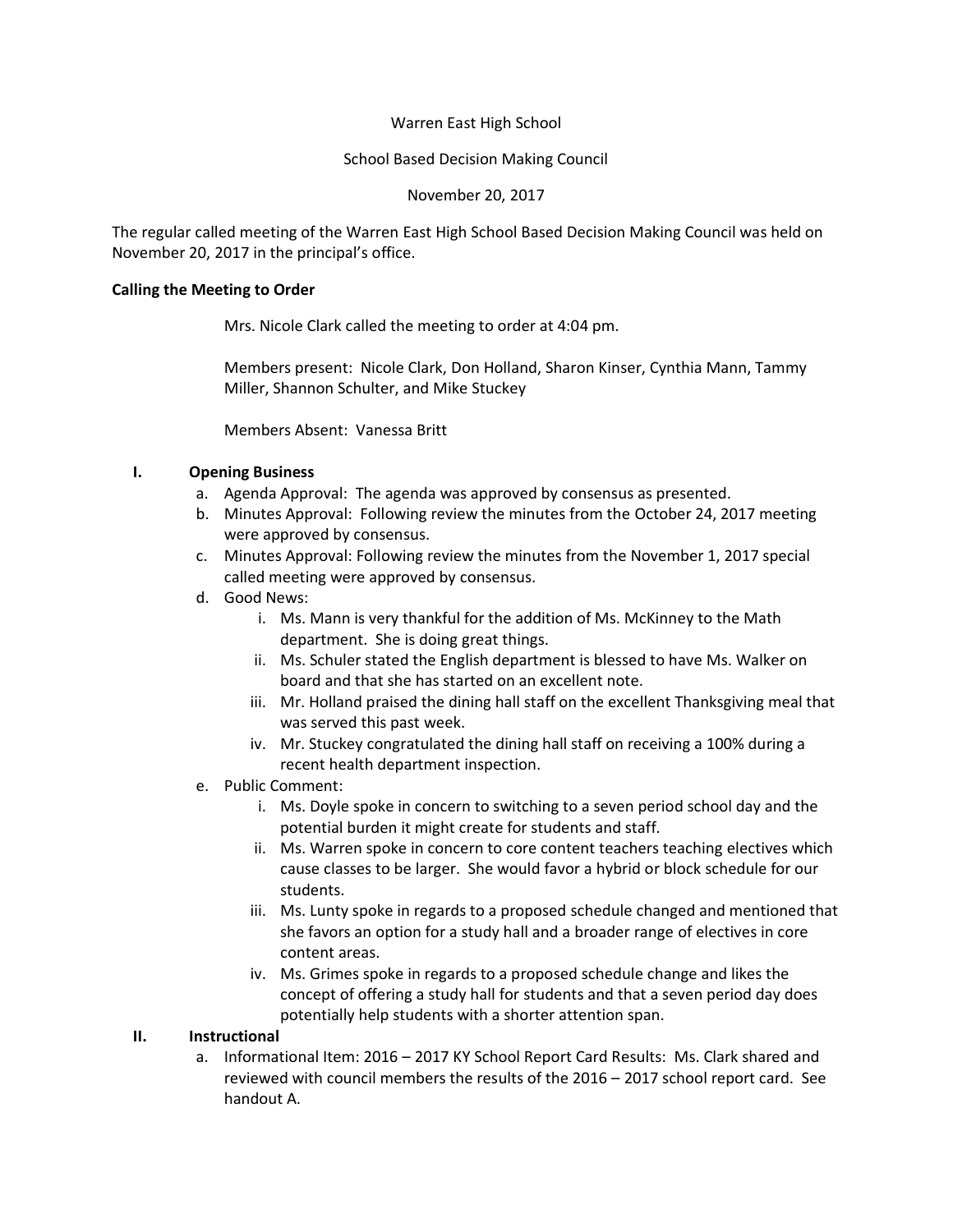Warren East High School

School Based Decision Making Council

November 20, 2017

The regular called meeting of the Warren East High School Based Decision Making Council was held on November 20, 2017 in the principal's office.

**Calling the Meeting to Order**

Mrs. Nicole Clark called the meeting to order at 4:04 pm.

Members present: Nicole Clark, Don Holland, Sharon Kinser, Cynthia Mann, Tammy Miller, Shannon Schulter, and Mike Stuckey

Members Absent: Vanessa Britt

**I. Opening Business**

a. Agenda Approval: The agenda was approved by consensus as presented.
b. Minutes Approval: Following review the minutes from the October 24, 2017 meeting were approved by consensus.
c. Minutes Approval: Following review the minutes from the November 1, 2017 special called meeting were approved by consensus.
d. Good News:
   i. Ms. Mann is very thankful for the addition of Ms. McKinney to the Math department. She is doing great things.
   ii. Ms. Schuler stated the English department is blessed to have Ms. Walker on board and that she has started on an excellent note.
   iii. Mr. Holland praised the dining hall staff on the excellent Thanksgiving meal that was served this past week.
   iv. Mr. Stuckey congratulated the dining hall staff on receiving a 100% during a recent health department inspection.
e. Public Comment:
   i. Ms. Doyle spoke in concern to switching to a seven period school day and the potential burden it might create for students and staff.
   ii. Ms. Warren spoke in concern to core content teachers teaching electives which cause classes to be larger. She would favor a hybrid or block schedule for our students.
   iii. Ms. Lunty spoke in regards to a proposed schedule changed and mentioned that she favors an option for a study hall and a broader range of electives in core content areas.
   iv. Ms. Grimes spoke in regards to a proposed schedule change and likes the concept of offering a study hall for students and that a seven period day does potentially help students with a shorter attention span.

**II. Instructional**

a. Informational Item: 2016 – 2017 KY School Report Card Results: Ms. Clark shared and reviewed with council members the results of the 2016 – 2017 school report card. See handout A.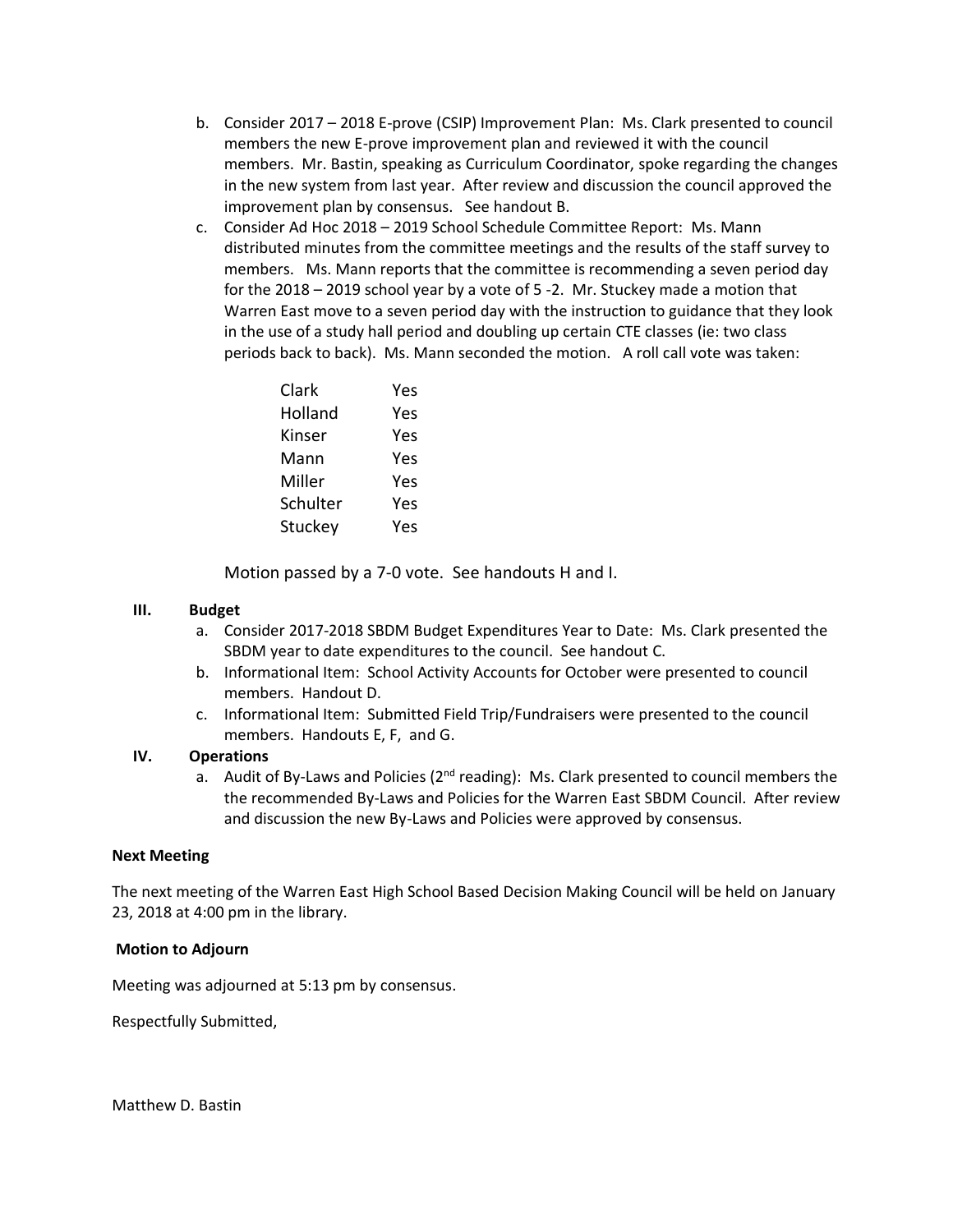b. Consider 2017 – 2018 E-prove (CSIP) Improvement Plan: Ms. Clark presented to council members the new E-prove improvement plan and reviewed it with the council members. Mr. Bastin, speaking as Curriculum Coordinator, spoke regarding the changes in the new system from last year. After review and discussion the council approved the improvement plan by consensus. See handout B.

c. Consider Ad Hoc 2018 – 2019 School Schedule Committee Report: Ms. Mann distributed minutes from the committee meetings and the results of the staff survey to members. Ms. Mann reports that the committee is recommending a seven period day for the 2018 – 2019 school year by a vote of 5 -2. Mr. Stuckey made a motion that Warren East move to a seven period day with the instruction to guidance that they look in the use of a study hall period and doubling up certain CTE classes (ie: two class periods back to back). Ms. Mann seconded the motion. A roll call vote was taken:

| | |
|---|---|
| Clark | Yes |
| Holland | Yes |
| Kinser | Yes |
| Mann | Yes |
| Miller | Yes |
| Schulter | Yes |
| Stuckey | Yes |

Motion passed by a 7-0 vote. See handouts H and I.

## III. Budget

a. Consider 2017-2018 SBDM Budget Expenditures Year to Date: Ms. Clark presented the SBDM year to date expenditures to the council. See handout C.

b. Informational Item: School Activity Accounts for October were presented to council members. Handout D.

c. Informational Item: Submitted Field Trip/Fundraisers were presented to the council members. Handouts E, F, and G.

## IV. Operations

a. Audit of By-Laws and Policies (2nd reading): Ms. Clark presented to council members the the recommended By-Laws and Policies for the Warren East SBDM Council. After review and discussion the new By-Laws and Policies were approved by consensus.

**Next Meeting**

The next meeting of the Warren East High School Based Decision Making Council will be held on January 23, 2018 at 4:00 pm in the library.

**Motion to Adjourn**

Meeting was adjourned at 5:13 pm by consensus.

Respectfully Submitted,

Matthew D. Bastin